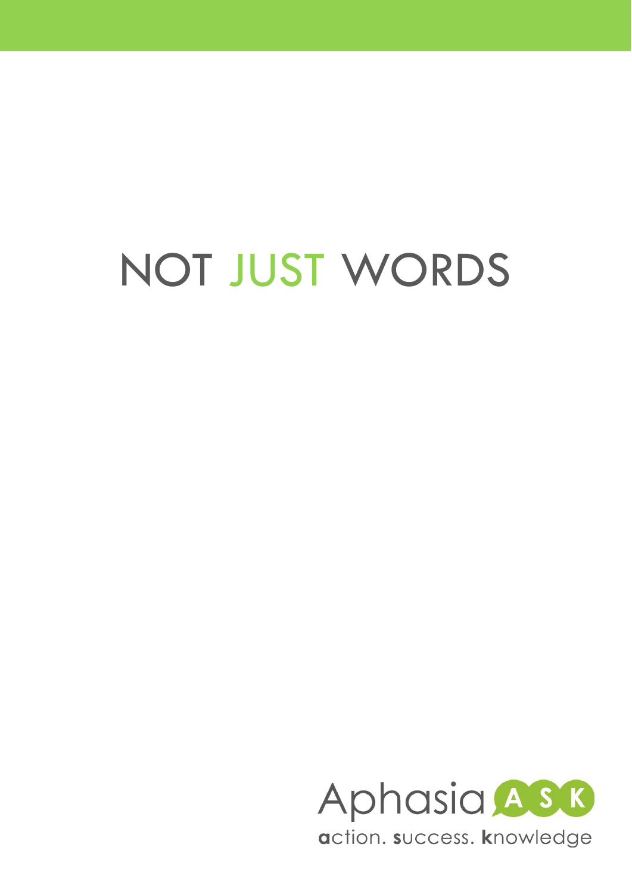# NOT JUST WORDS

Aphasia ASK

**a**ction. **s**uccess. **k**nowledge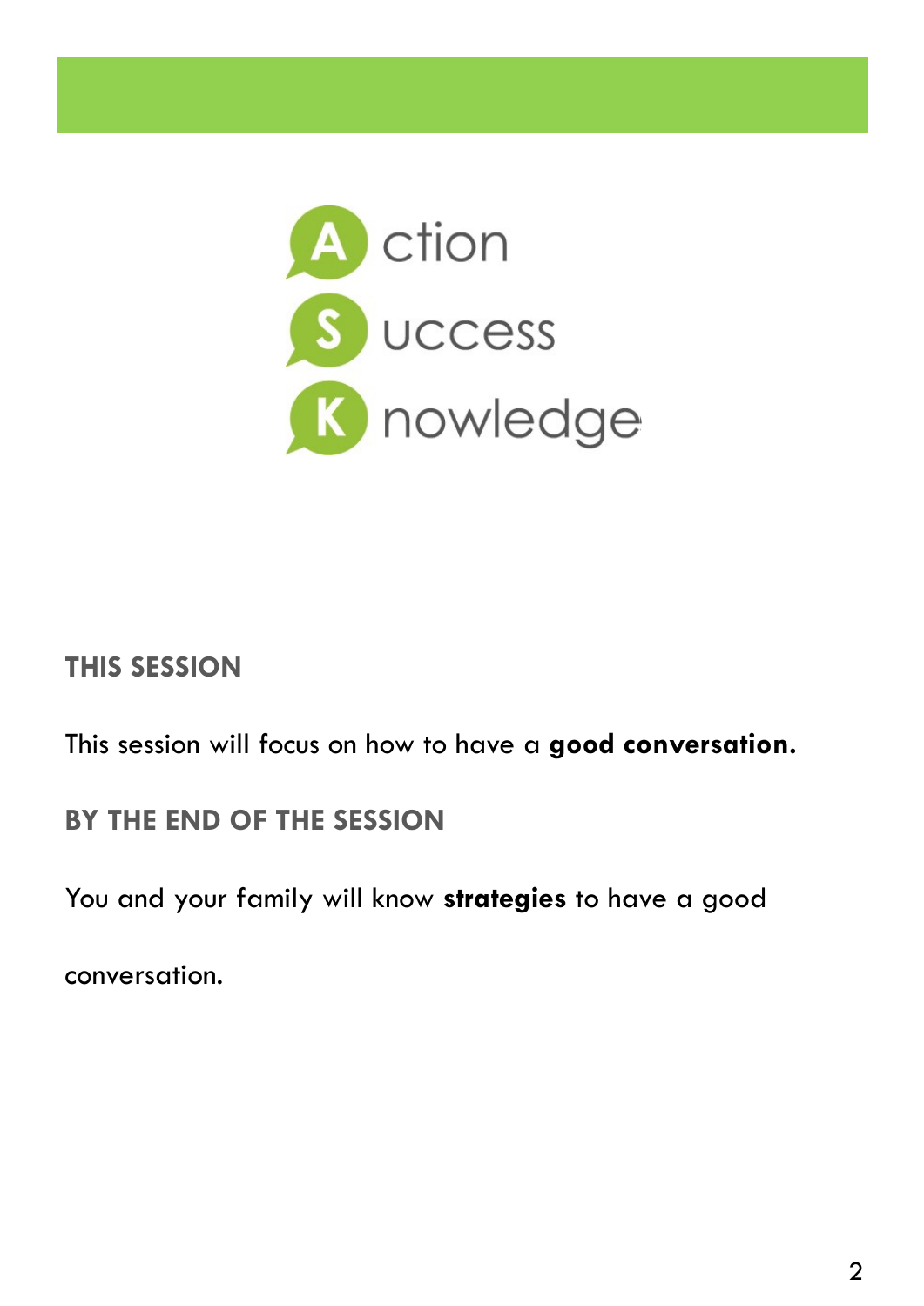**A** ction
**S** uccess
**K** nowledge

## THIS SESSION

This session will focus on how to have a **good conversation.**

## BY THE END OF THE SESSION

You and your family will know **strategies** to have a good conversation.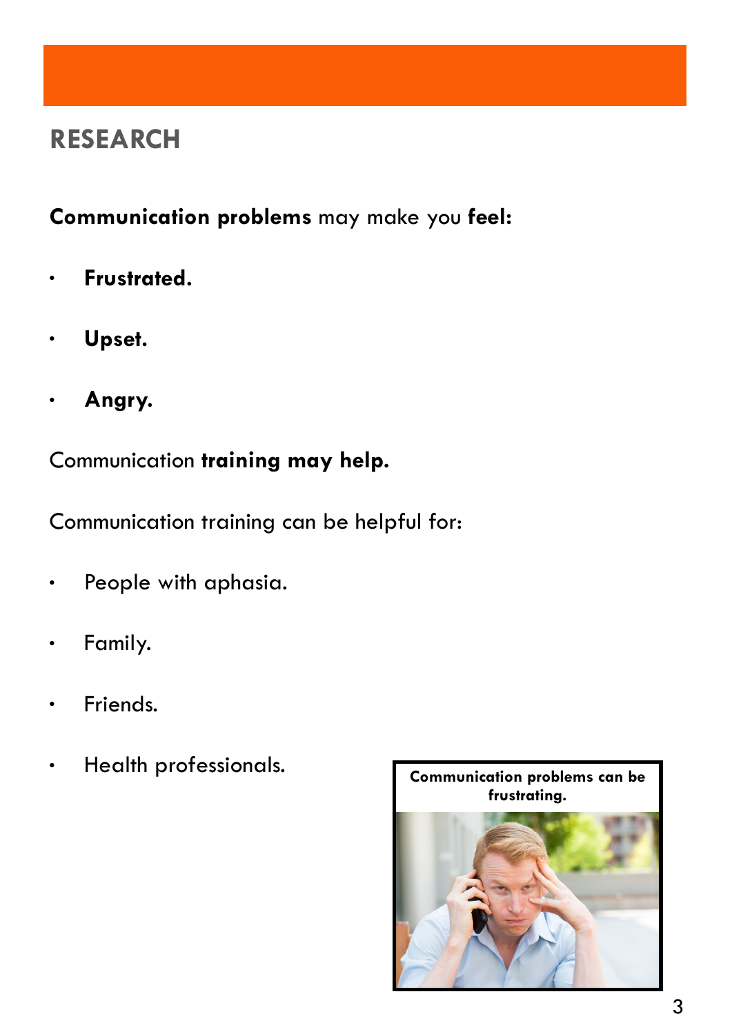## RESEARCH

**Communication problems** may make you **feel:**

- **Frustrated.**
- **Upset.**
- **Angry.**

Communication **training may help.**

Communication training can be helpful for:

- People with aphasia.
- Family.
- Friends.
- Health professionals.

**Communication problems can be frustrating.**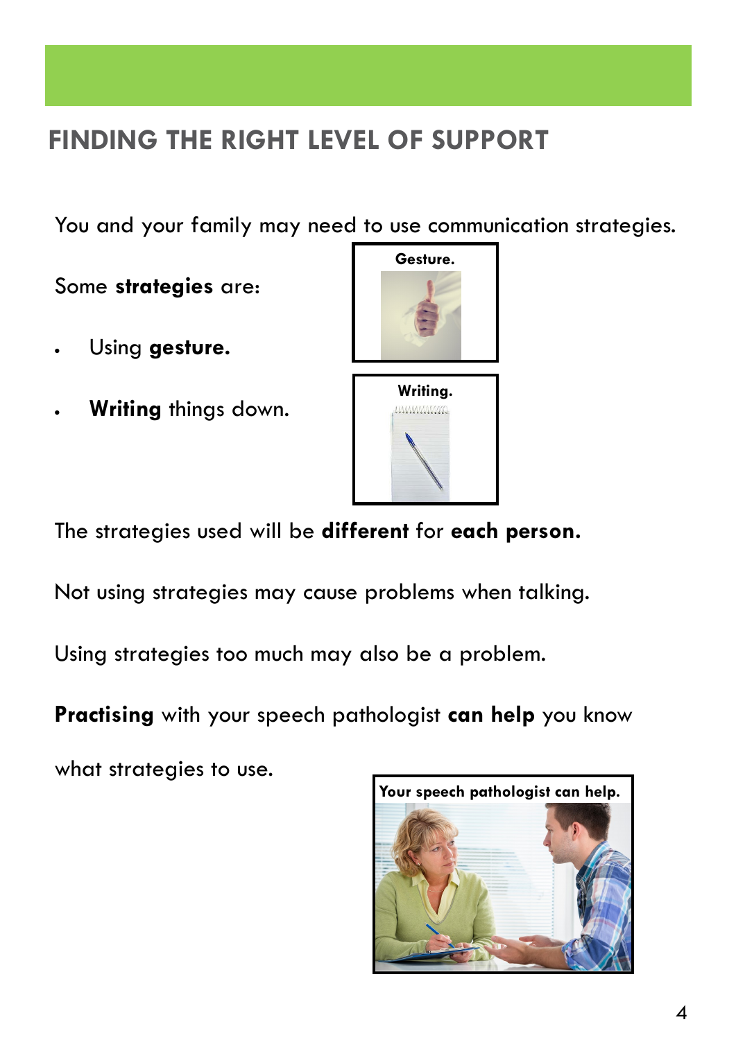## FINDING THE RIGHT LEVEL OF SUPPORT

You and your family may need to use communication strategies.

Some **strategies** are:

- Using **gesture.**
- **Writing** things down.

Gesture.

Writing.

The strategies used will be **different** for **each person.**

Not using strategies may cause problems when talking.

Using strategies too much may also be a problem.

**Practising** with your speech pathologist **can help** you know what strategies to use.

Your speech pathologist can help.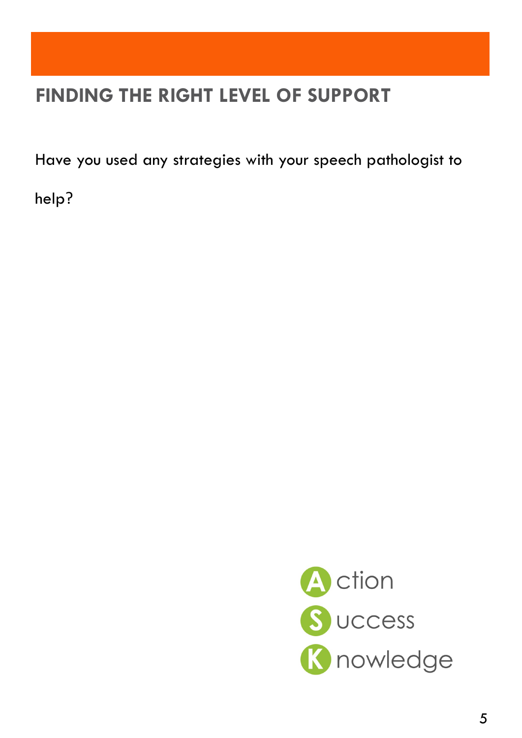## FINDING THE RIGHT LEVEL OF SUPPORT

Have you used any strategies with your speech pathologist to help?

Action

Success

Knowledge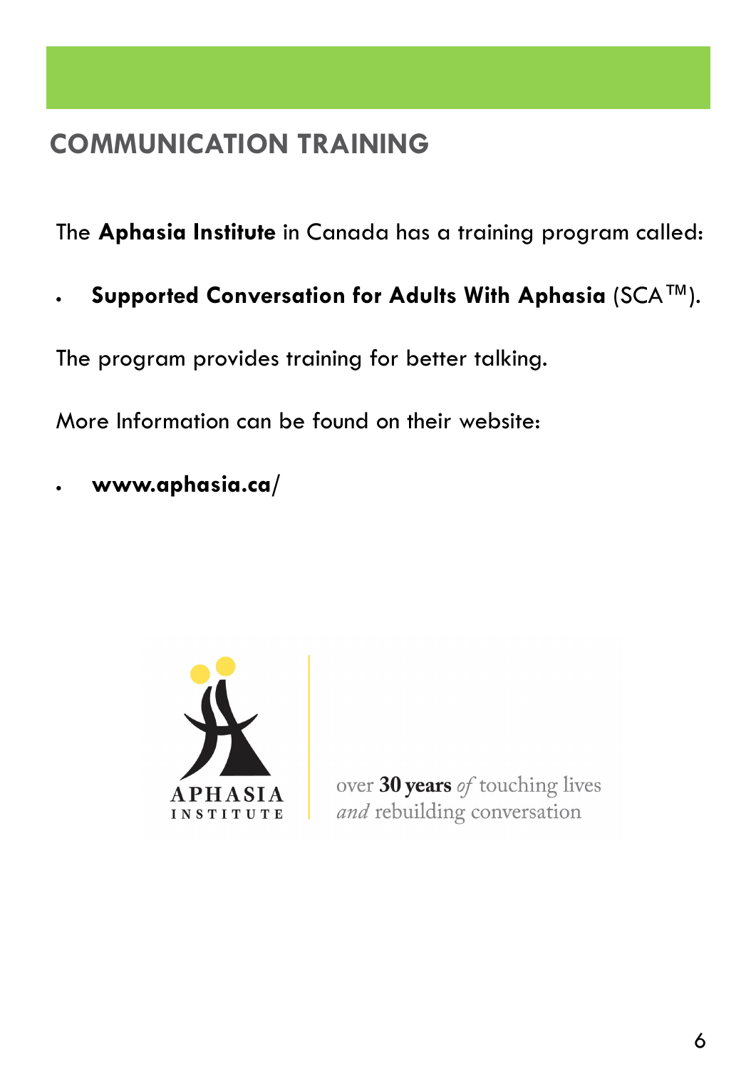## COMMUNICATION TRAINING

The **Aphasia Institute** in Canada has a training program called:

- **Supported Conversation for Adults With Aphasia** (SCA™).

The program provides training for better talking.

More Information can be found on their website:

- **www.aphasia.ca**/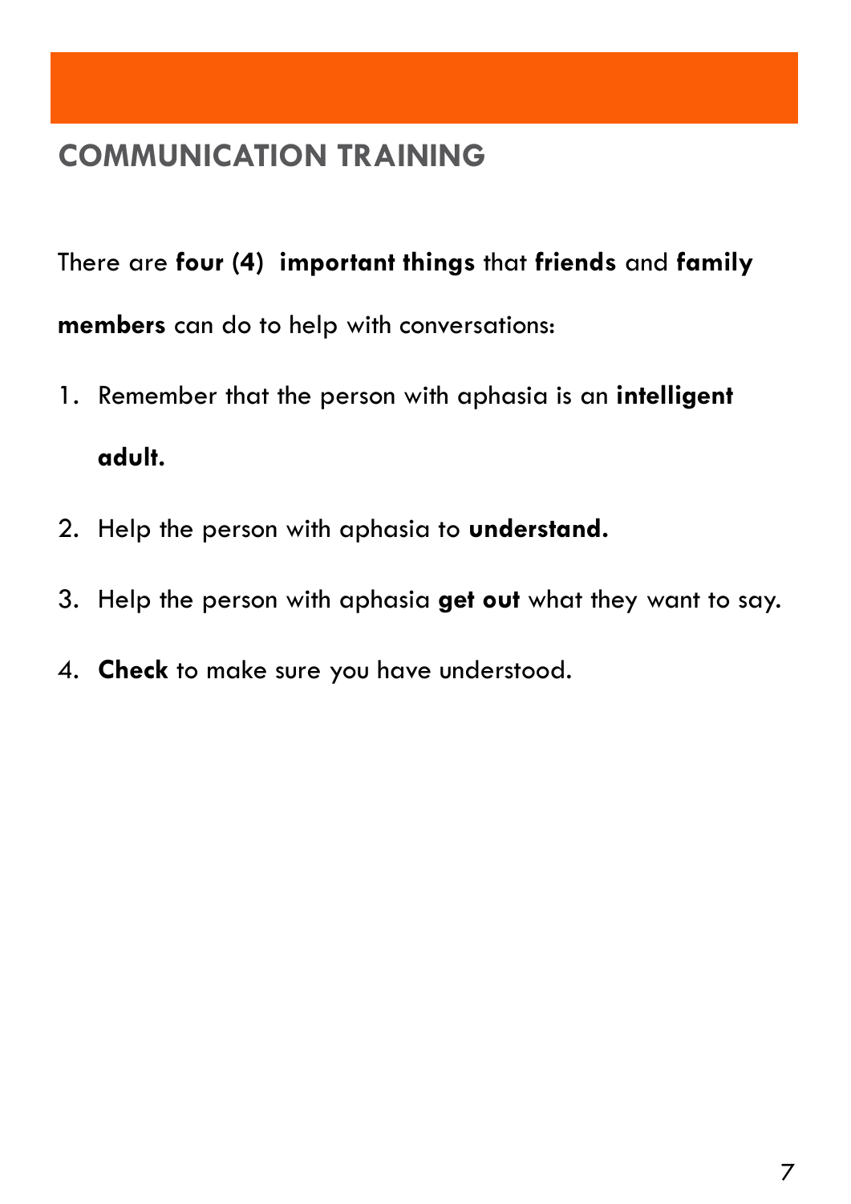## COMMUNICATION TRAINING

There are **four (4) important things** that **friends** and **family members** can do to help with conversations:

1. Remember that the person with aphasia is an **intelligent adult.**
2. Help the person with aphasia to **understand.**
3. Help the person with aphasia **get out** what they want to say.
4. **Check** to make sure you have understood.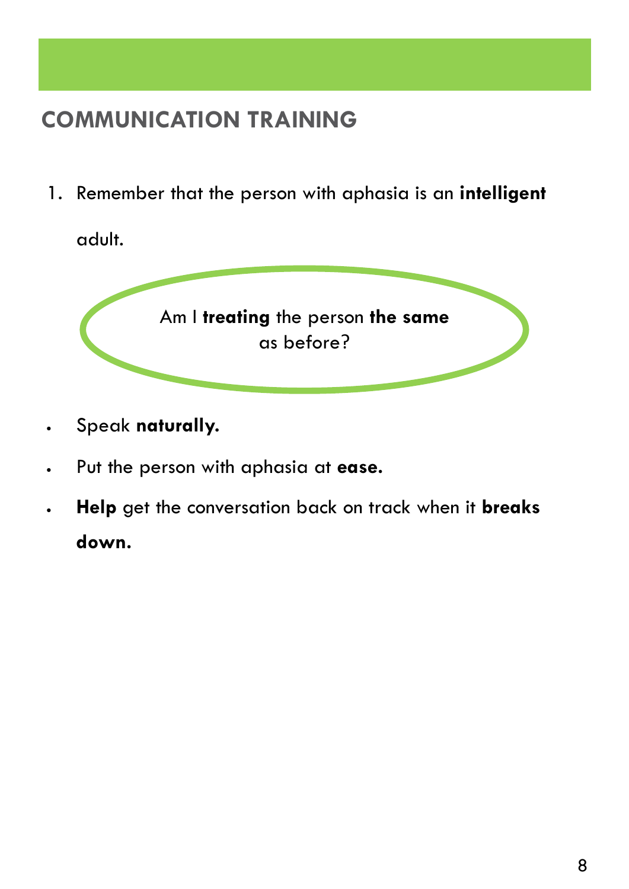## COMMUNICATION TRAINING

1. Remember that the person with aphasia is an **intelligent** adult.

Am I **treating** the person **the same** as before?

- Speak **naturally.**
- Put the person with aphasia at **ease.**
- **Help** get the conversation back on track when it **breaks down.**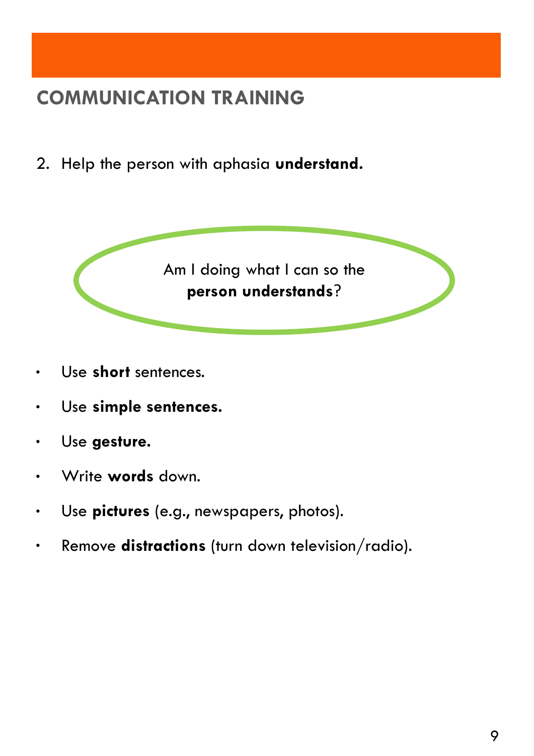## COMMUNICATION TRAINING

2. Help the person with aphasia **understand.**

Am I doing what I can so the **person understands**?

- Use **short** sentences.
- Use **simple sentences.**
- Use **gesture.**
- Write **words** down.
- Use **pictures** (e.g., newspapers, photos).
- Remove **distractions** (turn down television/radio).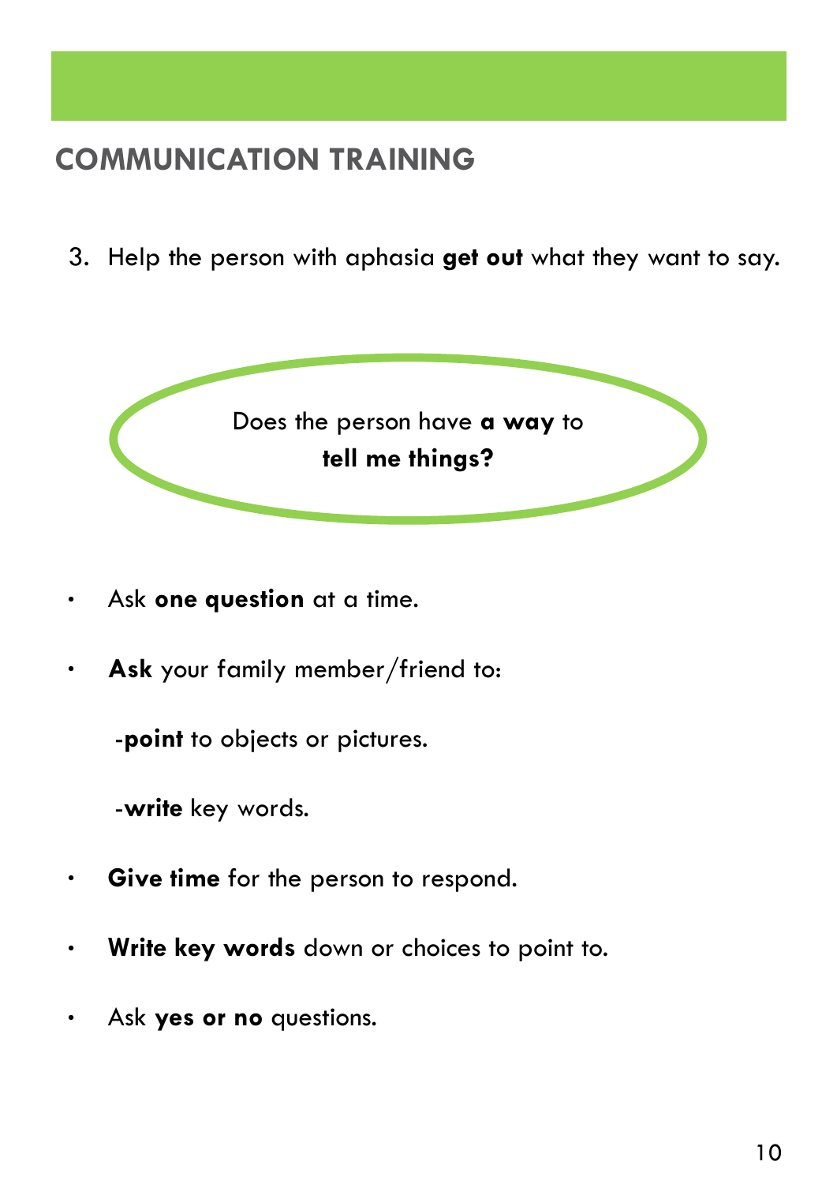## COMMUNICATION TRAINING

3. Help the person with aphasia **get out** what they want to say.

Does the person have **a way** to **tell me things?**

- Ask **one question** at a time.
- **Ask** your family member/friend to:

  -**point** to objects or pictures.

  -**write** key words.

- **Give time** for the person to respond.
- **Write key words** down or choices to point to.
- Ask **yes or no** questions.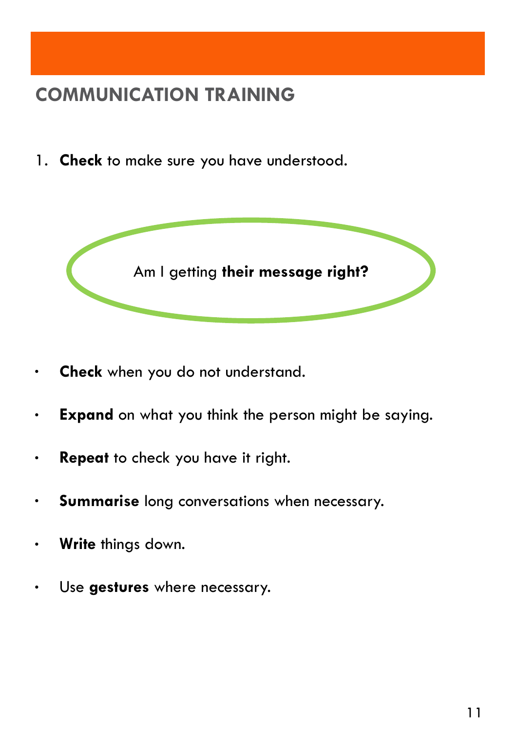## COMMUNICATION TRAINING

1. **Check** to make sure you have understood.

Am I getting **their message right?**

- **Check** when you do not understand.
- **Expand** on what you think the person might be saying.
- **Repeat** to check you have it right.
- **Summarise** long conversations when necessary.
- **Write** things down.
- Use **gestures** where necessary.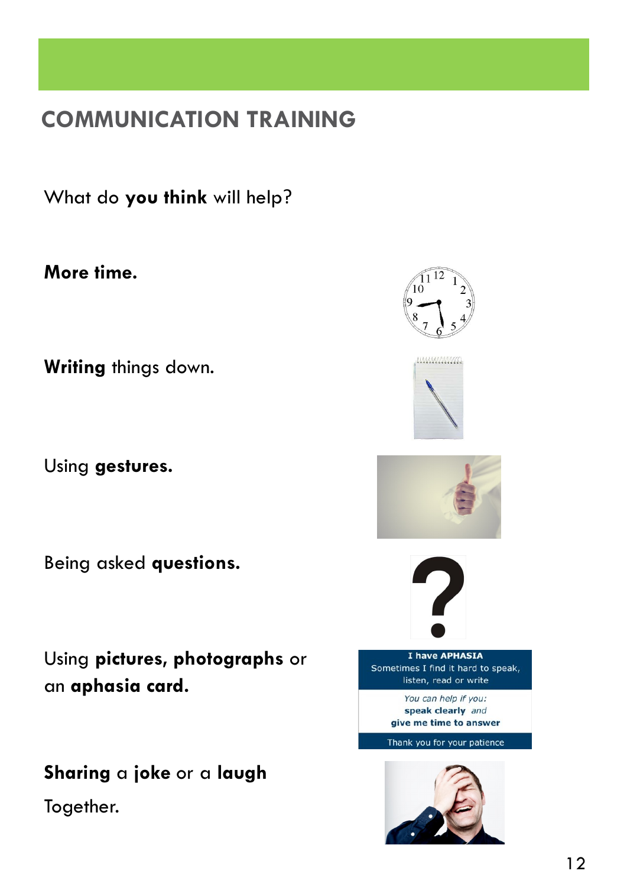## COMMUNICATION TRAINING

What do **you think** will help?

**More time.**

**Writing** things down.

Using **gestures.**

Being asked **questions.**

Using **pictures, photographs** or an **aphasia card.**

**Sharing** a **joke** or a **laugh**

Together.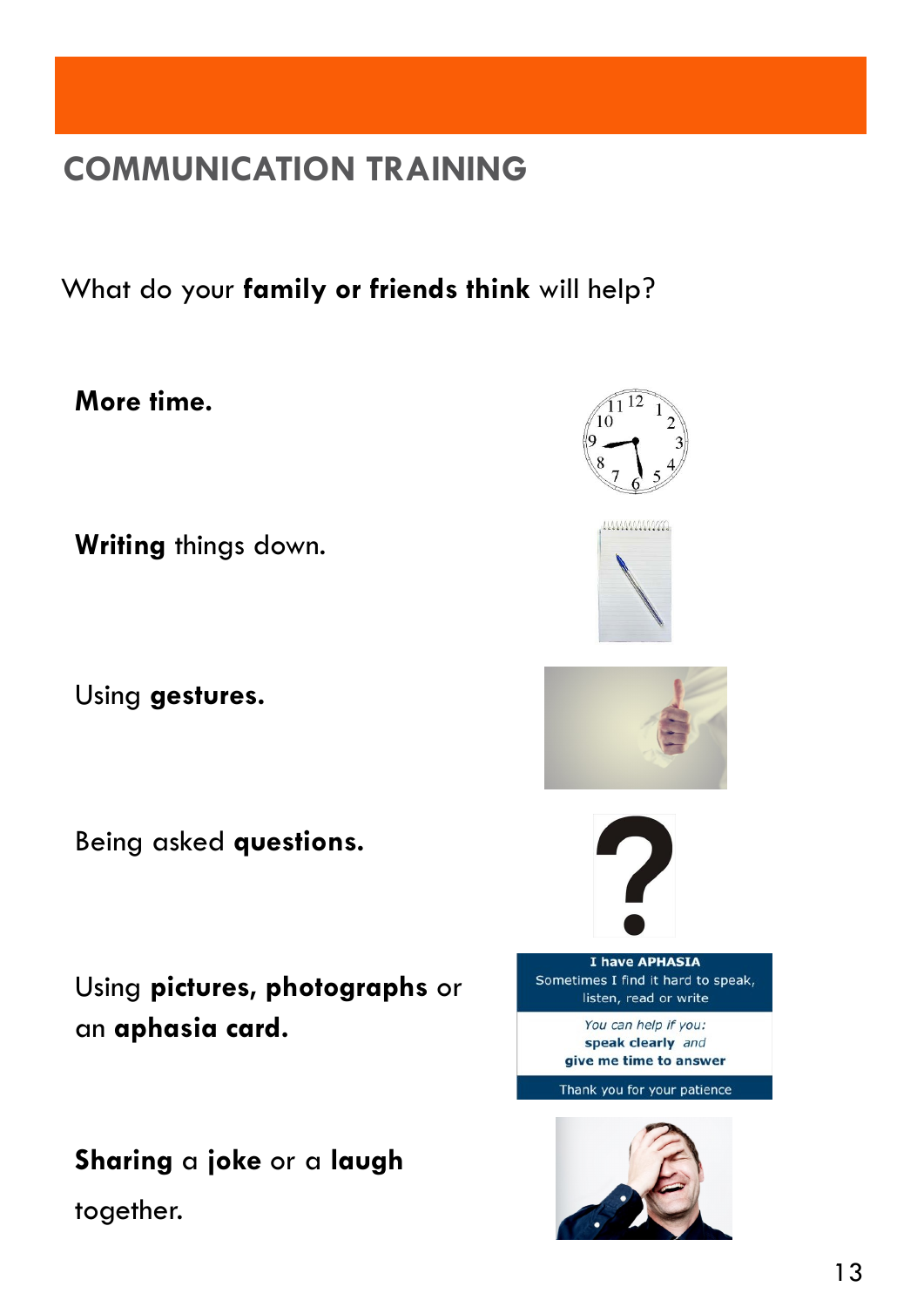# COMMUNICATION TRAINING

What do your **family or friends think** will help?

**More time.**

**Writing** things down.

Using **gestures.**

Being asked **questions.**

Using **pictures, photographs** or an **aphasia card.**

**I have APHASIA**
Sometimes I find it hard to speak, listen, read or write

*You can help if you:*
**speak clearly** *and*
**give me time to answer**

Thank you for your patience

**Sharing** a **joke** or a **laugh** together.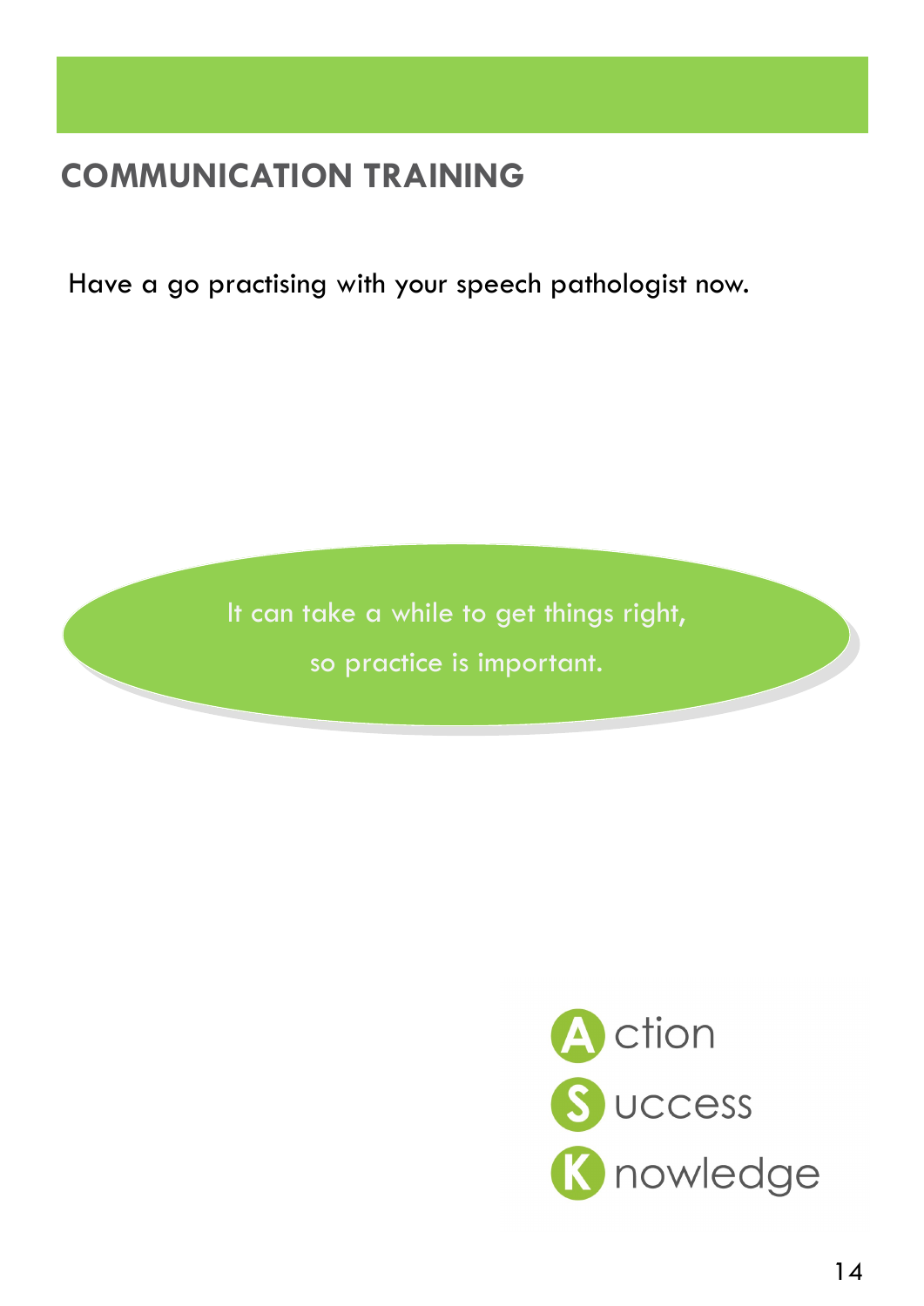## COMMUNICATION TRAINING

Have a go practising with your speech pathologist now.

It can take a while to get things right,

so practice is important.

**A** ction

**S** uccess

**K** nowledge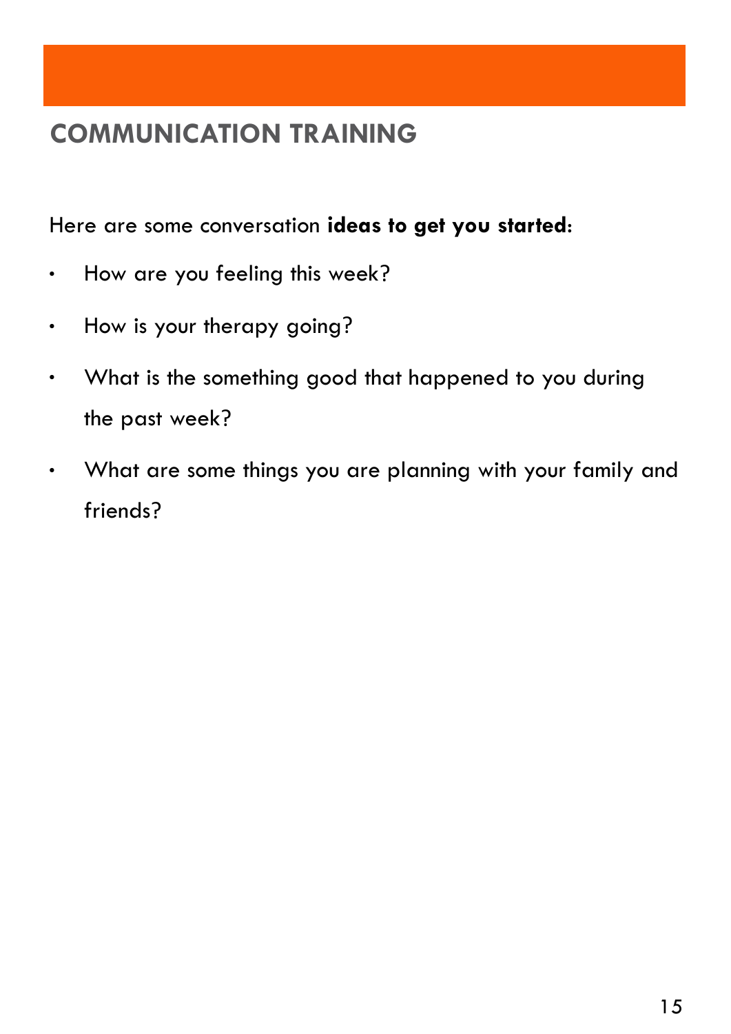## COMMUNICATION TRAINING

Here are some conversation **ideas to get you started**:

- How are you feeling this week?
- How is your therapy going?
- What is the something good that happened to you during the past week?
- What are some things you are planning with your family and friends?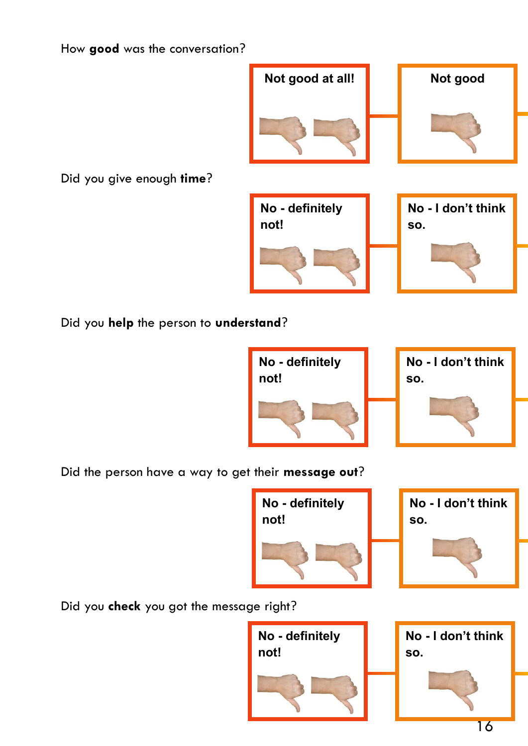How **good** was the conversation?

Not good at all!

Not good

Did you give enough **time**?

No - definitely not!

No - I don't think so.

Did you **help** the person to **understand**?

No - definitely not!

No - I don't think so.

Did the person have a way to get their **message out**?

No - definitely not!

No - I don't think so.

Did you **check** you got the message right?

No - definitely not!

No - I don't think so.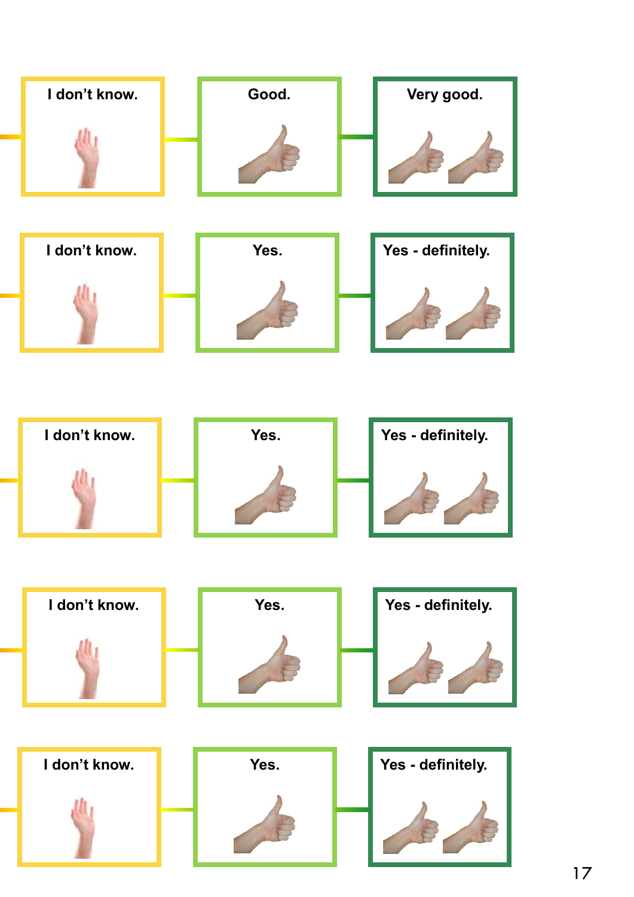| I don't know. | Good. | Very good. |
| --- | --- | --- |
| I don't know. | Yes. | Yes - definitely. |
| I don't know. | Yes. | Yes - definitely. |
| I don't know. | Yes. | Yes - definitely. |
| I don't know. | Yes. | Yes - definitely. |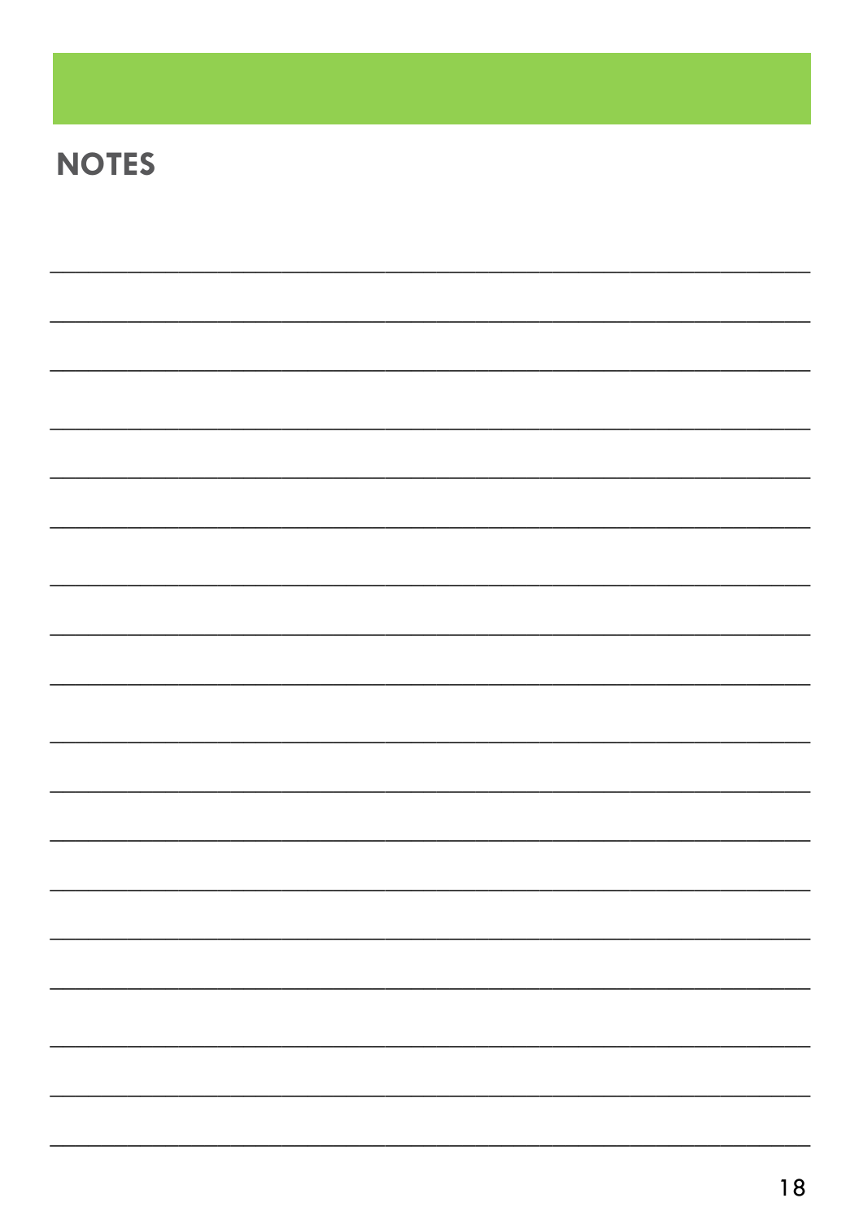## NOTES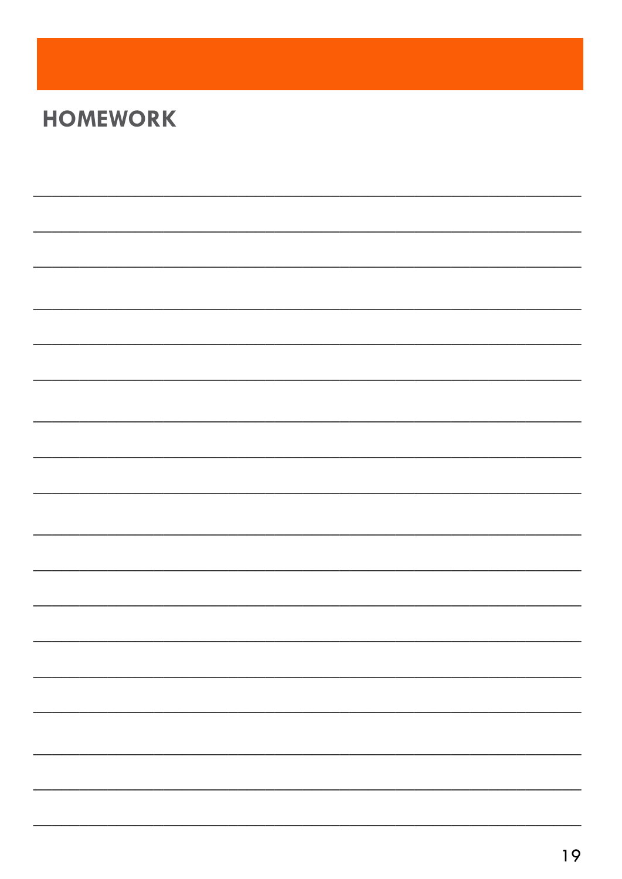## HOMEWORK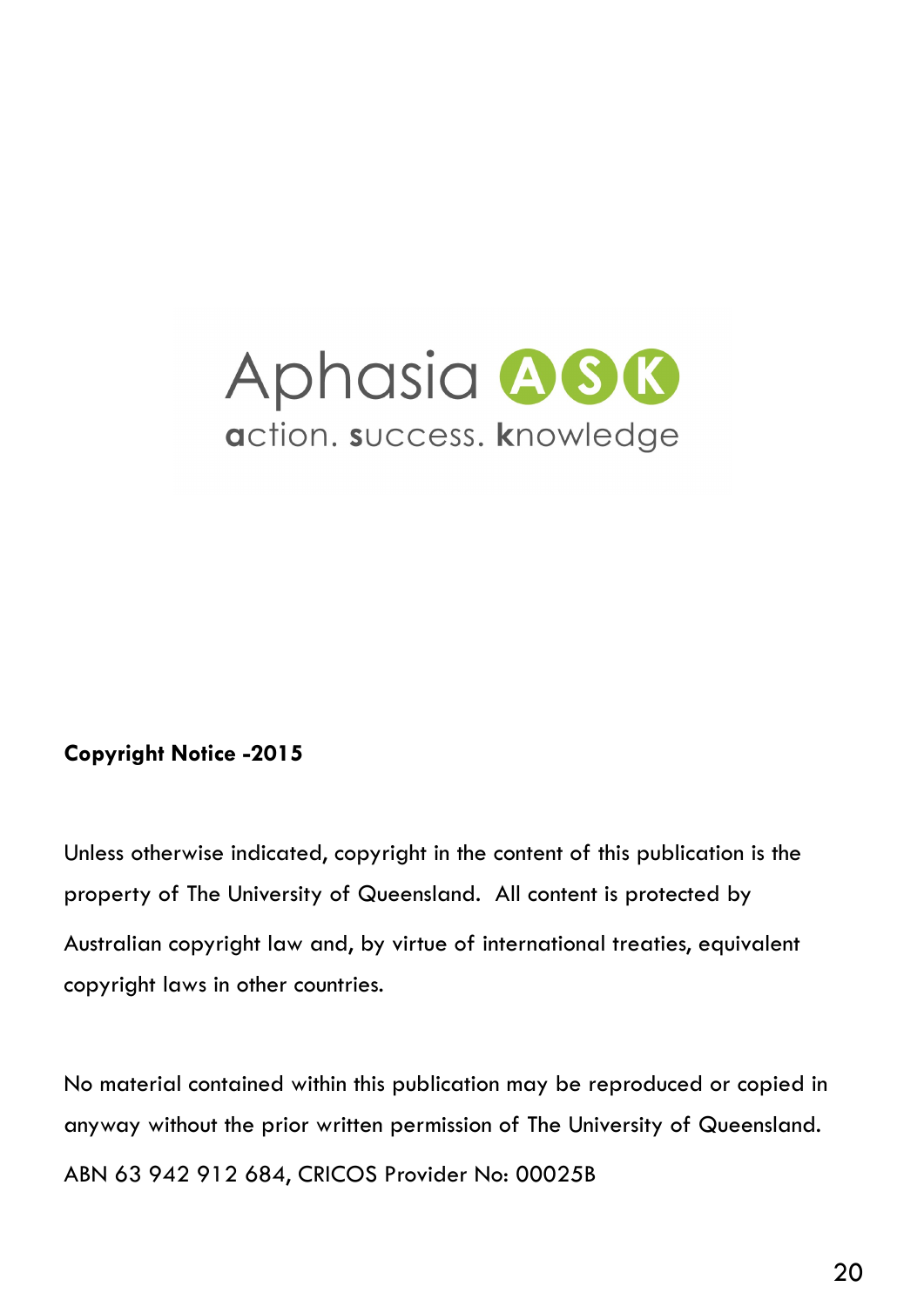Aphasia ASK

**a**ction. **s**uccess. **k**nowledge

**Copyright Notice -2015**

Unless otherwise indicated, copyright in the content of this publication is the property of The University of Queensland. All content is protected by Australian copyright law and, by virtue of international treaties, equivalent copyright laws in other countries.

No material contained within this publication may be reproduced or copied in anyway without the prior written permission of The University of Queensland.
ABN 63 942 912 684, CRICOS Provider No: 00025B